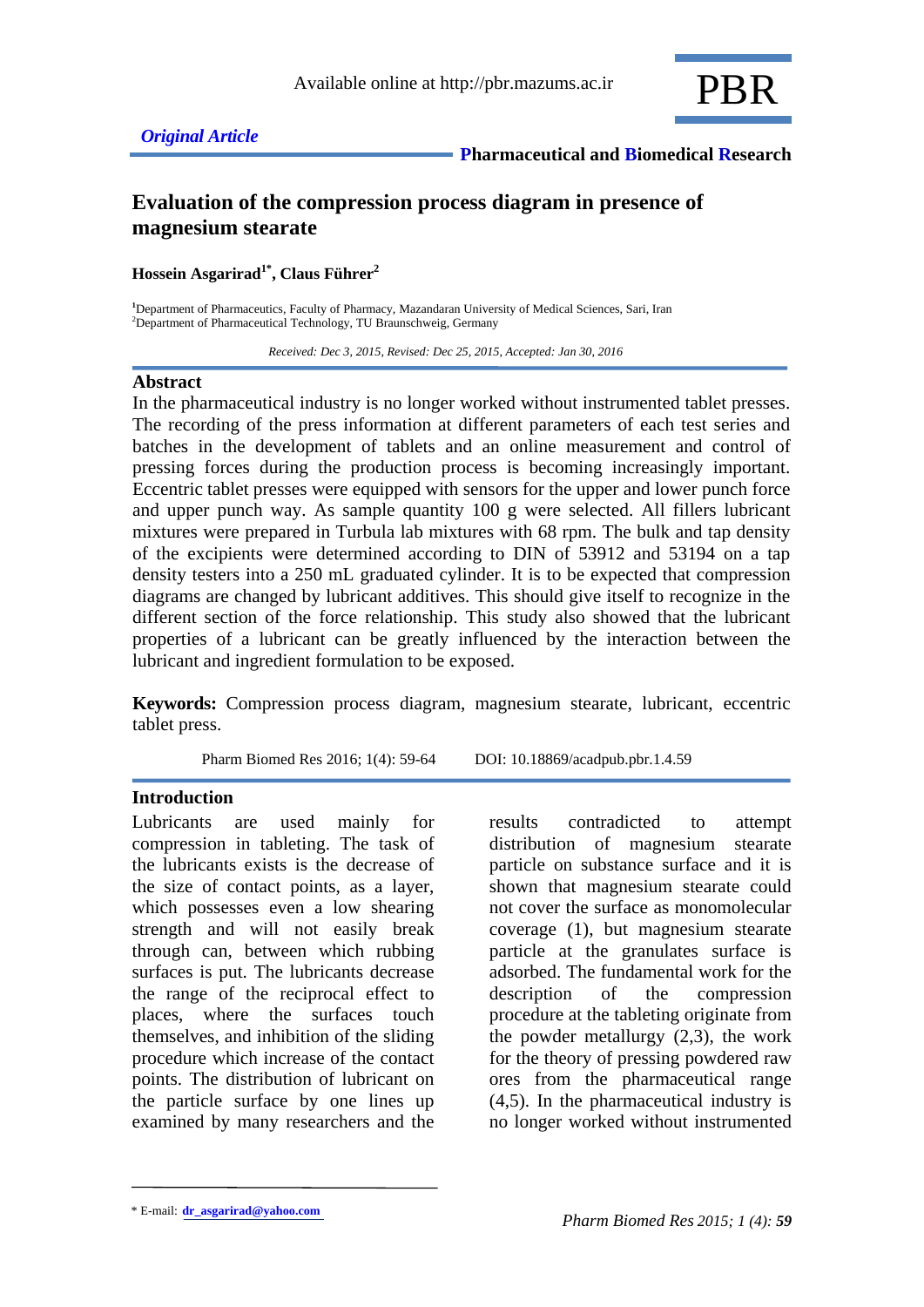Available online at http://pbr.mazums.ac.ir

*Original Article*

**Pharmaceutical and Biomedical Research**

# Evaluation of the compression process diagram in presence of magnesium stearate

**Hossein Asgarirad[1*], Claus Führer[2]**

[1]Department of Pharmaceutics, Faculty of Pharmacy, Mazandaran University of Medical Sciences, Sari, Iran
[2]Department of Pharmaceutical Technology, TU Braunschweig, Germany

*Received: Dec 3, 2015, Revised: Dec 25, 2015, Accepted: Jan 30, 2016*

## Abstract

In the pharmaceutical industry is no longer worked without instrumented tablet presses. The recording of the press information at different parameters of each test series and batches in the development of tablets and an online measurement and control of pressing forces during the production process is becoming increasingly important. Eccentric tablet presses were equipped with sensors for the upper and lower punch force and upper punch way. As sample quantity 100 g were selected. All fillers lubricant mixtures were prepared in Turbula lab mixtures with 68 rpm. The bulk and tap density of the excipients were determined according to DIN of 53912 and 53194 on a tap density testers into a 250 mL graduated cylinder. It is to be expected that compression diagrams are changed by lubricant additives. This should give itself to recognize in the different section of the force relationship. This study also showed that the lubricant properties of a lubricant can be greatly influenced by the interaction between the lubricant and ingredient formulation to be exposed.

**Keywords:** Compression process diagram, magnesium stearate, lubricant, eccentric tablet press.

Pharm Biomed Res 2016; 1(4): 59-64 DOI: 10.18869/acadpub.pbr.1.4.59

## Introduction

Lubricants are used mainly for compression in tableting. The task of the lubricants exists is the decrease of the size of contact points, as a layer, which possesses even a low shearing strength and will not easily break through can, between which rubbing surfaces is put. The lubricants decrease the range of the reciprocal effect to places, where the surfaces touch themselves, and inhibition of the sliding procedure which increase of the contact points. The distribution of lubricant on the particle surface by one lines up examined by many researchers and the results contradicted to attempt distribution of magnesium stearate particle on substance surface and it is shown that magnesium stearate could not cover the surface as monomolecular coverage (1), but magnesium stearate particle at the granulates surface is adsorbed. The fundamental work for the description of the compression procedure at the tableting originate from the powder metallurgy (2,3), the work for the theory of pressing powdered raw ores from the pharmaceutical range (4,5). In the pharmaceutical industry is no longer worked without instrumented

* E-mail: dr_asgarirad@yahoo.com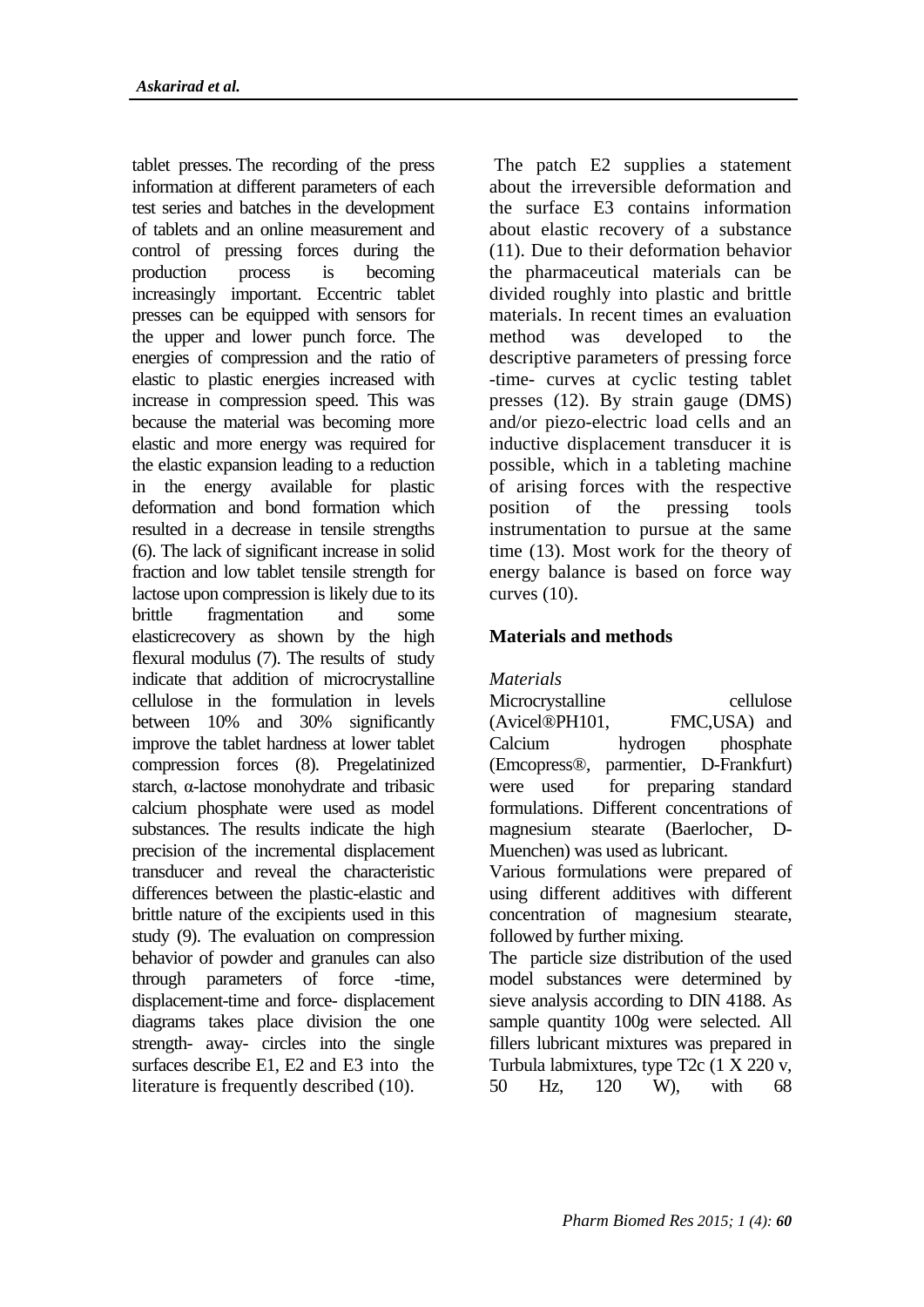tablet presses. The recording of the press information at different parameters of each test series and batches in the development of tablets and an online measurement and control of pressing forces during the production process is becoming increasingly important. Eccentric tablet presses can be equipped with sensors for the upper and lower punch force. The energies of compression and the ratio of elastic to plastic energies increased with increase in compression speed. This was because the material was becoming more elastic and more energy was required for the elastic expansion leading to a reduction in the energy available for plastic deformation and bond formation which resulted in a decrease in tensile strengths (6). The lack of significant increase in solid fraction and low tablet tensile strength for lactose upon compression is likely due to its brittle fragmentation and some elasticrecovery as shown by the high flexural modulus (7). The results of study indicate that addition of microcrystalline cellulose in the formulation in levels between 10% and 30% significantly improve the tablet hardness at lower tablet compression forces (8). Pregelatinized starch, α-lactose monohydrate and tribasic calcium phosphate were used as model substances. The results indicate the high precision of the incremental displacement transducer and reveal the characteristic differences between the plastic-elastic and brittle nature of the excipients used in this study (9). The evaluation on compression behavior of powder and granules can also through parameters of force -time, displacement-time and force- displacement diagrams takes place division the one strength- away- circles into the single surfaces describe E1, E2 and E3 into the literature is frequently described (10).

The patch E2 supplies a statement about the irreversible deformation and the surface E3 contains information about elastic recovery of a substance (11). Due to their deformation behavior the pharmaceutical materials can be divided roughly into plastic and brittle materials. In recent times an evaluation method was developed to the descriptive parameters of pressing force -time- curves at cyclic testing tablet presses (12). By strain gauge (DMS) and/or piezo-electric load cells and an inductive displacement transducer it is possible, which in a tableting machine of arising forces with the respective position of the pressing tools instrumentation to pursue at the same time (13). Most work for the theory of energy balance is based on force way curves (10).

## Materials and methods

*Materials*

Microcrystalline cellulose (Avicel®PH101, FMC,USA) and Calcium hydrogen phosphate (Emcopress®, parmentier, D-Frankfurt) were used for preparing standard formulations. Different concentrations of magnesium stearate (Baerlocher, D-Muenchen) was used as lubricant.

Various formulations were prepared of using different additives with different concentration of magnesium stearate, followed by further mixing.

The particle size distribution of the used model substances were determined by sieve analysis according to DIN 4188. As sample quantity 100g were selected. All fillers lubricant mixtures was prepared in Turbula labmixtures, type T2c (1 X 220 v, 50 Hz, 120 W), with 68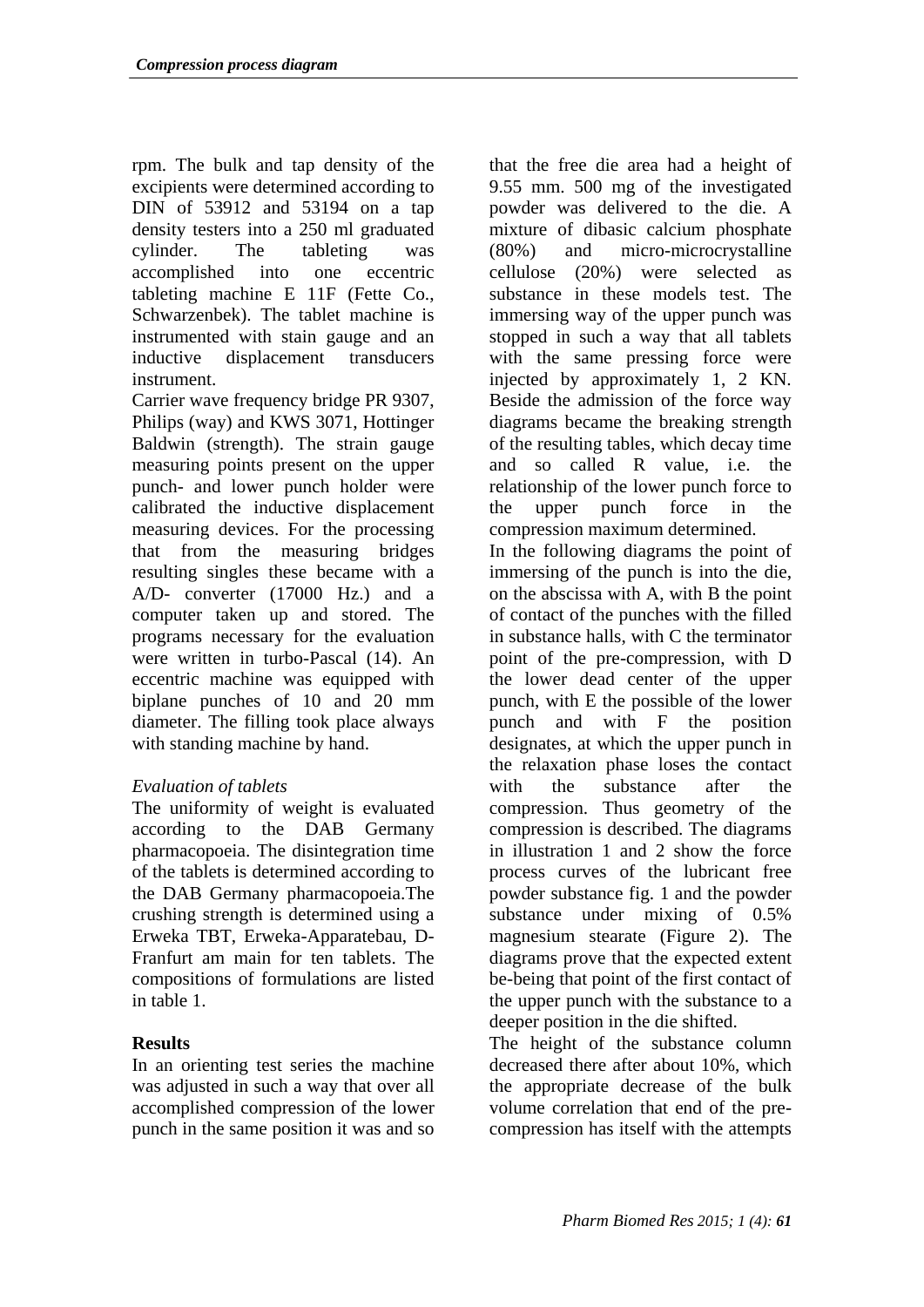rpm. The bulk and tap density of the excipients were determined according to DIN of 53912 and 53194 on a tap density testers into a 250 ml graduated cylinder. The tableting was accomplished into one eccentric tableting machine E 11F (Fette Co., Schwarzenbek). The tablet machine is instrumented with stain gauge and an inductive displacement transducers instrument.

Carrier wave frequency bridge PR 9307, Philips (way) and KWS 3071, Hottinger Baldwin (strength). The strain gauge measuring points present on the upper punch- and lower punch holder were calibrated the inductive displacement measuring devices. For the processing that from the measuring bridges resulting singles these became with a A/D- converter (17000 Hz.) and a computer taken up and stored. The programs necessary for the evaluation were written in turbo-Pascal (14). An eccentric machine was equipped with biplane punches of 10 and 20 mm diameter. The filling took place always with standing machine by hand.

*Evaluation of tablets*

The uniformity of weight is evaluated according to the DAB Germany pharmacopoeia. The disintegration time of the tablets is determined according to the DAB Germany pharmacopoeia.The crushing strength is determined using a Erweka TBT, Erweka-Apparatebau, D-Franfurt am main for ten tablets. The compositions of formulations are listed in table 1.

## Results

In an orienting test series the machine was adjusted in such a way that over all accomplished compression of the lower punch in the same position it was and so that the free die area had a height of 9.55 mm. 500 mg of the investigated powder was delivered to the die. A mixture of dibasic calcium phosphate (80%) and micro-microcrystalline cellulose (20%) were selected as substance in these models test. The immersing way of the upper punch was stopped in such a way that all tablets with the same pressing force were injected by approximately 1, 2 KN. Beside the admission of the force way diagrams became the breaking strength of the resulting tables, which decay time and so called R value, i.e. the relationship of the lower punch force to the upper punch force in the compression maximum determined.

In the following diagrams the point of immersing of the punch is into the die, on the abscissa with A, with B the point of contact of the punches with the filled in substance halls, with C the terminator point of the pre-compression, with D the lower dead center of the upper punch, with E the possible of the lower punch and with F the position designates, at which the upper punch in the relaxation phase loses the contact with the substance after the compression. Thus geometry of the compression is described. The diagrams in illustration 1 and 2 show the force process curves of the lubricant free powder substance fig. 1 and the powder substance under mixing of 0.5% magnesium stearate (Figure 2). The diagrams prove that the expected extent be-being that point of the first contact of the upper punch with the substance to a deeper position in the die shifted.

The height of the substance column decreased there after about 10%, which the appropriate decrease of the bulk volume correlation that end of the pre-compression has itself with the attempts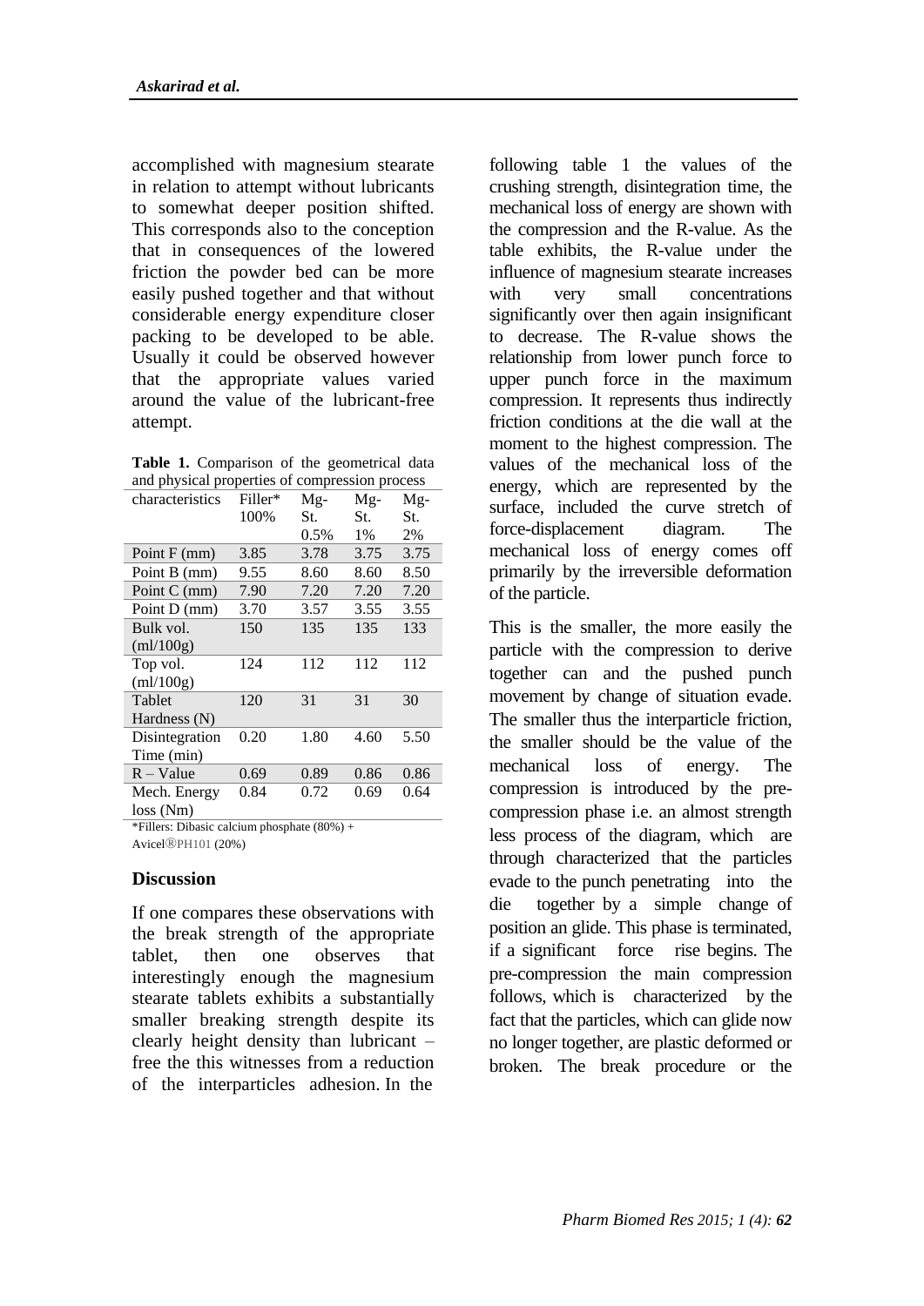accomplished with magnesium stearate in relation to attempt without lubricants to somewhat deeper position shifted. This corresponds also to the conception that in consequences of the lowered friction the powder bed can be more easily pushed together and that without considerable energy expenditure closer packing to be developed to be able. Usually it could be observed however that the appropriate values varied around the value of the lubricant-free attempt.

**Table 1.** Comparison of the geometrical data and physical properties of compression process

| characteristics | Filler* 100% | Mg-St. 0.5% | Mg-St. 1% | Mg-St. 2% |
|---|---|---|---|---|
| Point F (mm) | 3.85 | 3.78 | 3.75 | 3.75 |
| Point B (mm) | 9.55 | 8.60 | 8.60 | 8.50 |
| Point C (mm) | 7.90 | 7.20 | 7.20 | 7.20 |
| Point D (mm) | 3.70 | 3.57 | 3.55 | 3.55 |
| Bulk vol. (ml/100g) | 150 | 135 | 135 | 133 |
| Top vol. (ml/100g) | 124 | 112 | 112 | 112 |
| Tablet Hardness (N) | 120 | 31 | 31 | 30 |
| Disintegration Time (min) | 0.20 | 1.80 | 4.60 | 5.50 |
| R – Value | 0.69 | 0.89 | 0.86 | 0.86 |
| Mech. Energy loss (Nm) | 0.84 | 0.72 | 0.69 | 0.64 |

*Fillers: Dibasic calcium phosphate (80%) + Avicel®PH101 (20%)

## Discussion

If one compares these observations with the break strength of the appropriate tablet, then one observes that interestingly enough the magnesium stearate tablets exhibits a substantially smaller breaking strength despite its clearly height density than lubricant – free the this witnesses from a reduction of the interparticles adhesion. In the following table 1 the values of the crushing strength, disintegration time, the mechanical loss of energy are shown with the compression and the R-value. As the table exhibits, the R-value under the influence of magnesium stearate increases with very small concentrations significantly over then again insignificant to decrease. The R-value shows the relationship from lower punch force to upper punch force in the maximum compression. It represents thus indirectly friction conditions at the die wall at the moment to the highest compression. The values of the mechanical loss of the energy, which are represented by the surface, included the curve stretch of force-displacement diagram. The mechanical loss of energy comes off primarily by the irreversible deformation of the particle.

This is the smaller, the more easily the particle with the compression to derive together can and the pushed punch movement by change of situation evade. The smaller thus the interparticle friction, the smaller should be the value of the mechanical loss of energy. The compression is introduced by the pre-compression phase i.e. an almost strength less process of the diagram, which are through characterized that the particles evade to the punch penetrating into the die together by a simple change of position an glide. This phase is terminated, if a significant force rise begins. The pre-compression the main compression follows, which is characterized by the fact that the particles, which can glide now no longer together, are plastic deformed or broken. The break procedure or the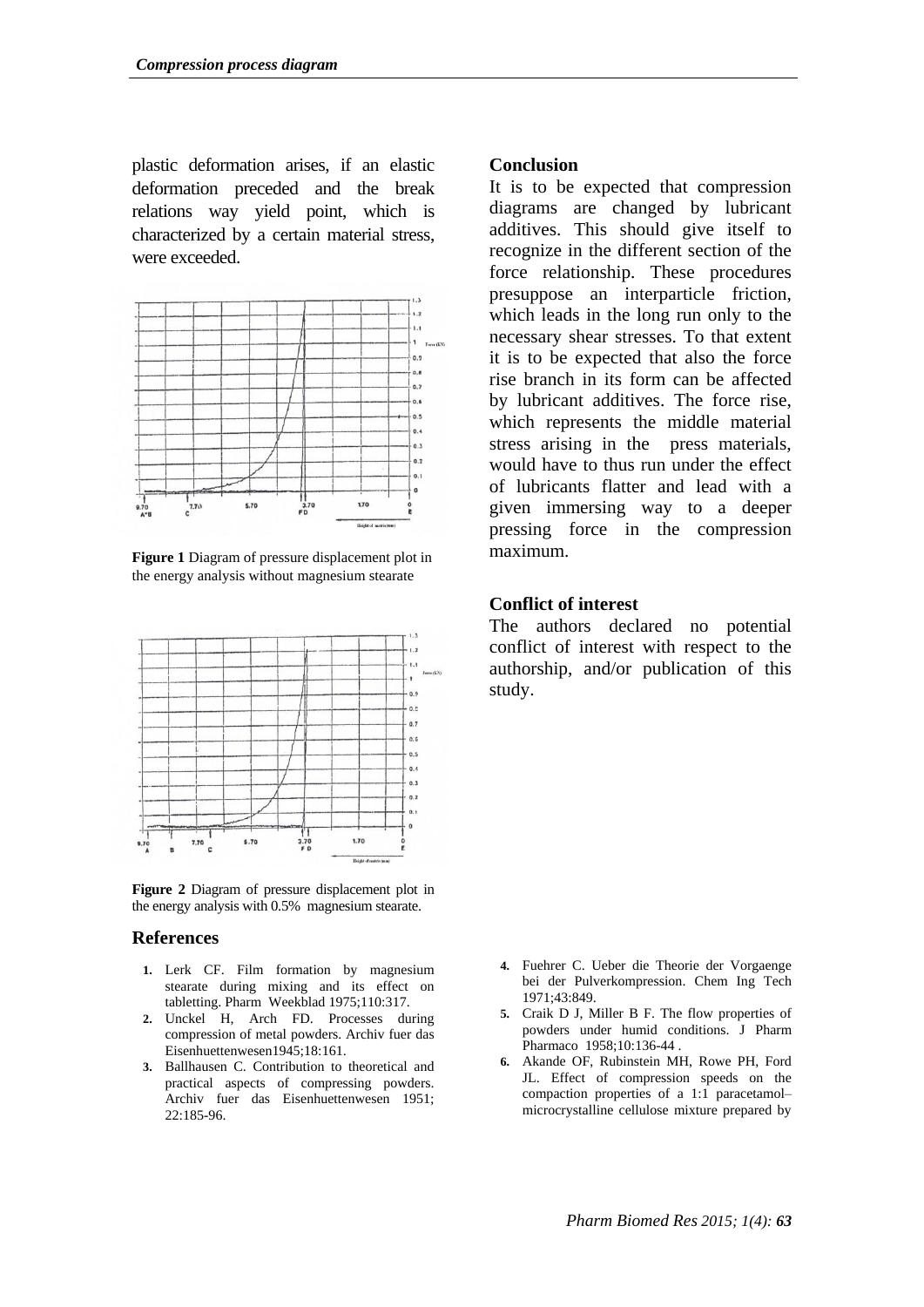plastic deformation arises, if an elastic deformation preceded and the break relations way yield point, which is characterized by a certain material stress, were exceeded.

**Figure 1** Diagram of pressure displacement plot in the energy analysis without magnesium stearate

**Figure 2** Diagram of pressure displacement plot in the energy analysis with 0.5% magnesium stearate.

## Conclusion

It is to be expected that compression diagrams are changed by lubricant additives. This should give itself to recognize in the different section of the force relationship. These procedures presuppose an interparticle friction, which leads in the long run only to the necessary shear stresses. To that extent it is to be expected that also the force rise branch in its form can be affected by lubricant additives. The force rise, which represents the middle material stress arising in the press materials, would have to thus run under the effect of lubricants flatter and lead with a given immersing way to a deeper pressing force in the compression maximum.

## Conflict of interest

The authors declared no potential conflict of interest with respect to the authorship, and/or publication of this study.

## References

1. Lerk CF. Film formation by magnesium stearate during mixing and its effect on tabletting. Pharm Weekblad 1975;110:317.
2. Unckel H, Arch FD. Processes during compression of metal powders. Archiv fuer das Eisenhuettenwesen1945;18:161.
3. Ballhausen C. Contribution to theoretical and practical aspects of compressing powders. Archiv fuer das Eisenhuettenwesen 1951; 22:185-96.
4. Fuehrer C. Ueber die Theorie der Vorgaenge bei der Pulverkompression. Chem Ing Tech 1971;43:849.
5. Craik D J, Miller B F. The flow properties of powders under humid conditions. J Pharm Pharmaco 1958;10:136-44 .
6. Akande OF, Rubinstein MH, Rowe PH, Ford JL. Effect of compression speeds on the compaction properties of a 1:1 paracetamol–microcrystalline cellulose mixture prepared by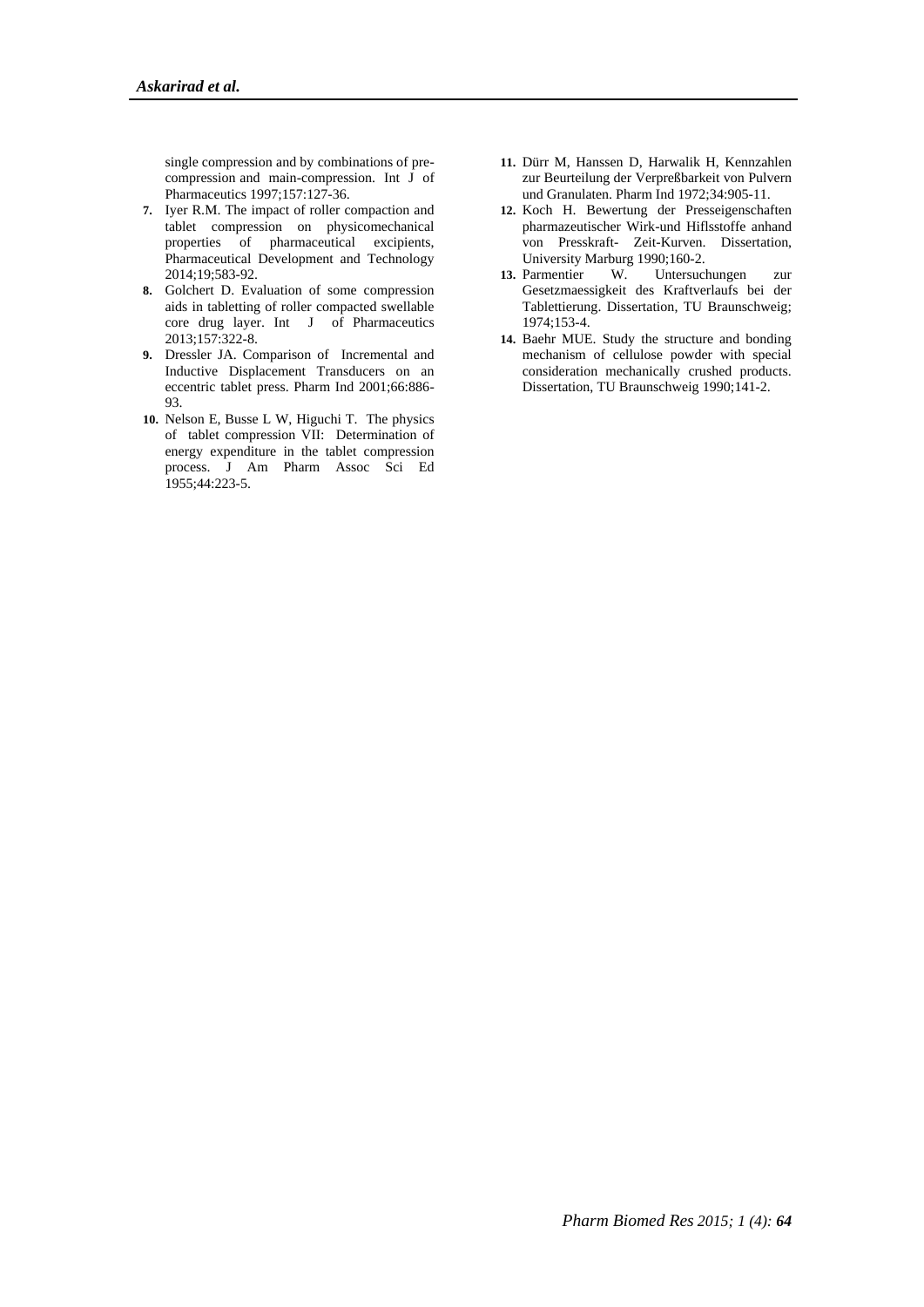single compression and by combinations of pre-compression and main-compression. Int J of Pharmaceutics 1997;157:127-36.

7. Iyer R.M. The impact of roller compaction and tablet compression on physicomechanical properties of pharmaceutical excipients, Pharmaceutical Development and Technology 2014;19;583-92.
8. Golchert D. Evaluation of some compression aids in tabletting of roller compacted swellable core drug layer. Int J of Pharmaceutics 2013;157:322-8.
9. Dressler JA. Comparison of Incremental and Inductive Displacement Transducers on an eccentric tablet press. Pharm Ind 2001;66:886-93.
10. Nelson E, Busse L W, Higuchi T. The physics of tablet compression VII: Determination of energy expenditure in the tablet compression process. J Am Pharm Assoc Sci Ed 1955;44:223-5.
11. Dürr M, Hanssen D, Harwalik H, Kennzahlen zur Beurteilung der Verpreßbarkeit von Pulvern und Granulaten. Pharm Ind 1972;34:905-11.
12. Koch H. Bewertung der Presseigenschaften pharmazeutischer Wirk-und Hiflsstoffe anhand von Presskraft- Zeit-Kurven. Dissertation, University Marburg 1990;160-2.
13. Parmentier W. Untersuchungen zur Gesetzmaessigkeit des Kraftverlaufs bei der Tablettierung. Dissertation, TU Braunschweig; 1974;153-4.
14. Baehr MUE. Study the structure and bonding mechanism of cellulose powder with special consideration mechanically crushed products. Dissertation, TU Braunschweig 1990;141-2.